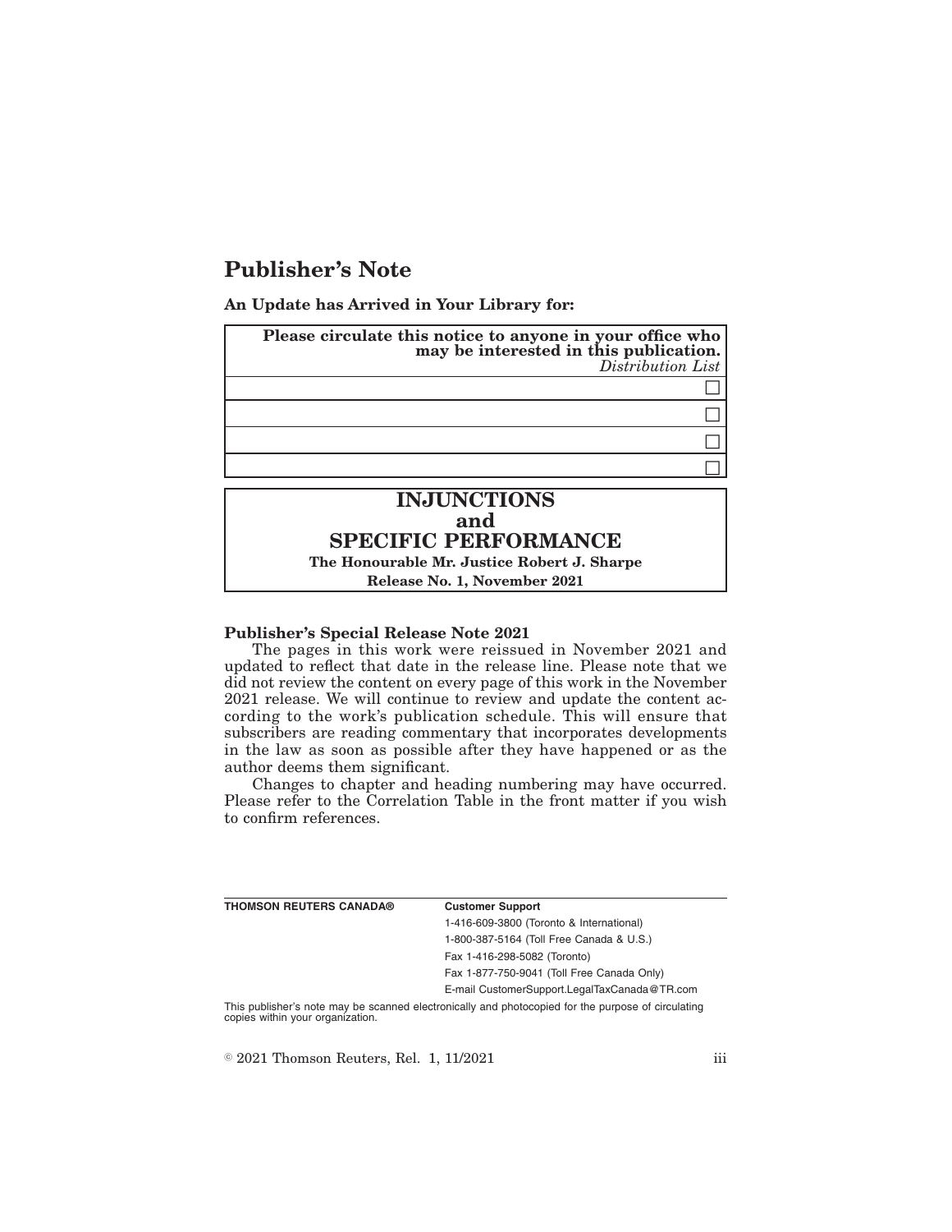# Publisher's Note

**An Update has Arrived in Your Library for:**

| **Please circulate this notice to anyone in your office who may be interested in this publication.** *Distribution List* |
| --- |
| ☐ |
| ☐ |
| ☐ |
| ☐ |

## INJUNCTIONS and SPECIFIC PERFORMANCE

**The Honourable Mr. Justice Robert J. Sharpe**

**Release No. 1, November 2021**

**Publisher's Special Release Note 2021**

The pages in this work were reissued in November 2021 and updated to reflect that date in the release line. Please note that we did not review the content on every page of this work in the November 2021 release. We will continue to review and update the content according to the work's publication schedule. This will ensure that subscribers are reading commentary that incorporates developments in the law as soon as possible after they have happened or as the author deems them significant.

Changes to chapter and heading numbering may have occurred. Please refer to the Correlation Table in the front matter if you wish to confirm references.

**THOMSON REUTERS CANADA®**

**Customer Support**

1-416-609-3800 (Toronto & International)

1-800-387-5164 (Toll Free Canada & U.S.)

Fax 1-416-298-5082 (Toronto)

Fax 1-877-750-9041 (Toll Free Canada Only)

E-mail CustomerSupport.LegalTaxCanada@TR.com

This publisher's note may be scanned electronically and photocopied for the purpose of circulating copies within your organization.

© 2021 Thomson Reuters, Rel. 1, 11/2021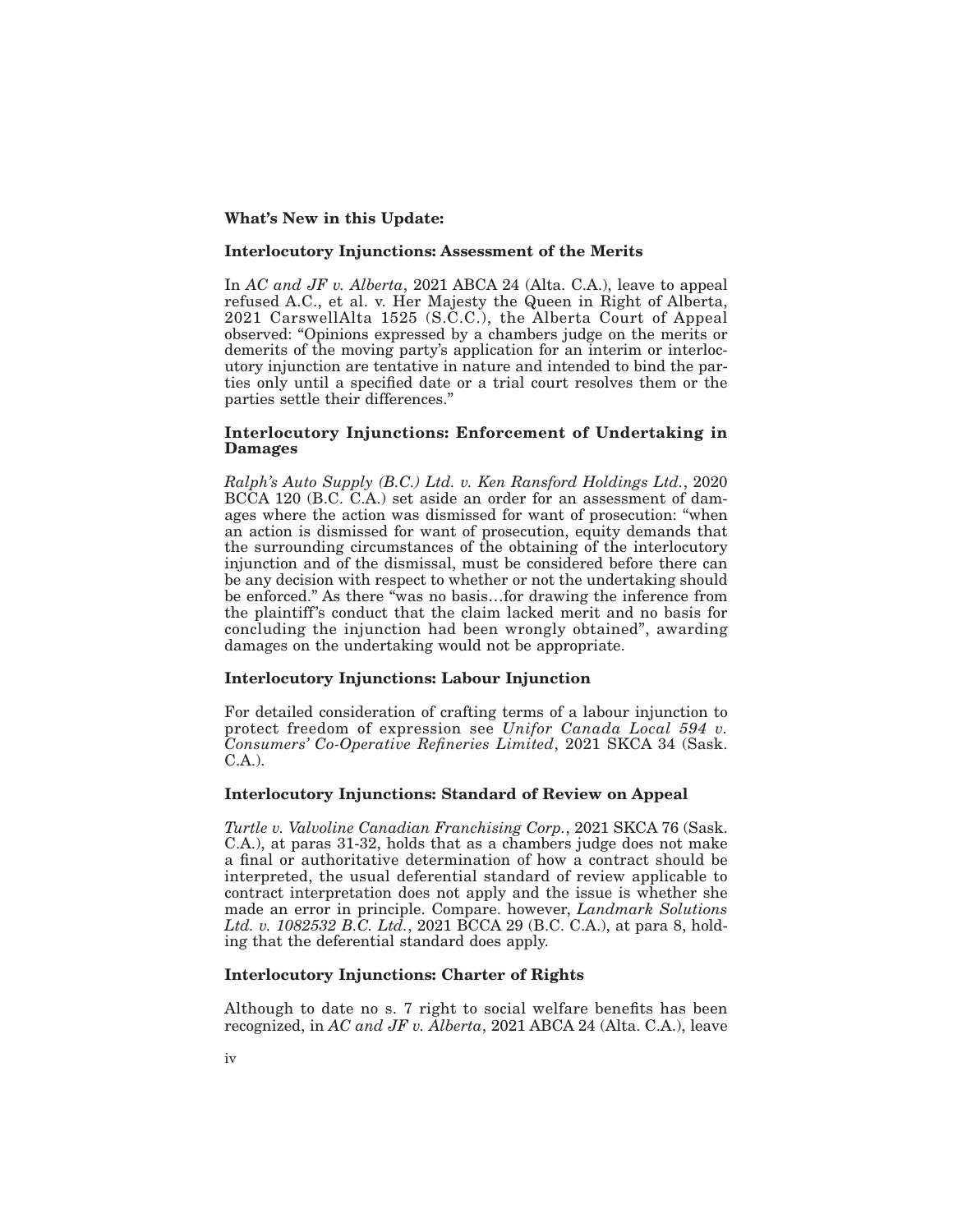**What's New in this Update:**

**Interlocutory Injunctions: Assessment of the Merits**

In *AC and JF v. Alberta*, 2021 ABCA 24 (Alta. C.A.), leave to appeal refused A.C., et al. v. Her Majesty the Queen in Right of Alberta, 2021 CarswellAlta 1525 (S.C.C.), the Alberta Court of Appeal observed: "Opinions expressed by a chambers judge on the merits or demerits of the moving party's application for an interim or interlocutory injunction are tentative in nature and intended to bind the parties only until a specified date or a trial court resolves them or the parties settle their differences."

**Interlocutory Injunctions: Enforcement of Undertaking in Damages**

*Ralph's Auto Supply (B.C.) Ltd. v. Ken Ransford Holdings Ltd.*, 2020 BCCA 120 (B.C. C.A.) set aside an order for an assessment of damages where the action was dismissed for want of prosecution: "when an action is dismissed for want of prosecution, equity demands that the surrounding circumstances of the obtaining of the interlocutory injunction and of the dismissal, must be considered before there can be any decision with respect to whether or not the undertaking should be enforced." As there "was no basis…for drawing the inference from the plaintiff's conduct that the claim lacked merit and no basis for concluding the injunction had been wrongly obtained", awarding damages on the undertaking would not be appropriate.

**Interlocutory Injunctions: Labour Injunction**

For detailed consideration of crafting terms of a labour injunction to protect freedom of expression see *Unifor Canada Local 594 v. Consumers' Co-Operative Refineries Limited*, 2021 SKCA 34 (Sask. C.A.).

**Interlocutory Injunctions: Standard of Review on Appeal**

*Turtle v. Valvoline Canadian Franchising Corp.*, 2021 SKCA 76 (Sask. C.A.), at paras 31-32, holds that as a chambers judge does not make a final or authoritative determination of how a contract should be interpreted, the usual deferential standard of review applicable to contract interpretation does not apply and the issue is whether she made an error in principle. Compare. however, *Landmark Solutions Ltd. v. 1082532 B.C. Ltd.*, 2021 BCCA 29 (B.C. C.A.), at para 8, holding that the deferential standard does apply.

**Interlocutory Injunctions: Charter of Rights**

Although to date no s. 7 right to social welfare benefits has been recognized, in *AC and JF v. Alberta*, 2021 ABCA 24 (Alta. C.A.), leave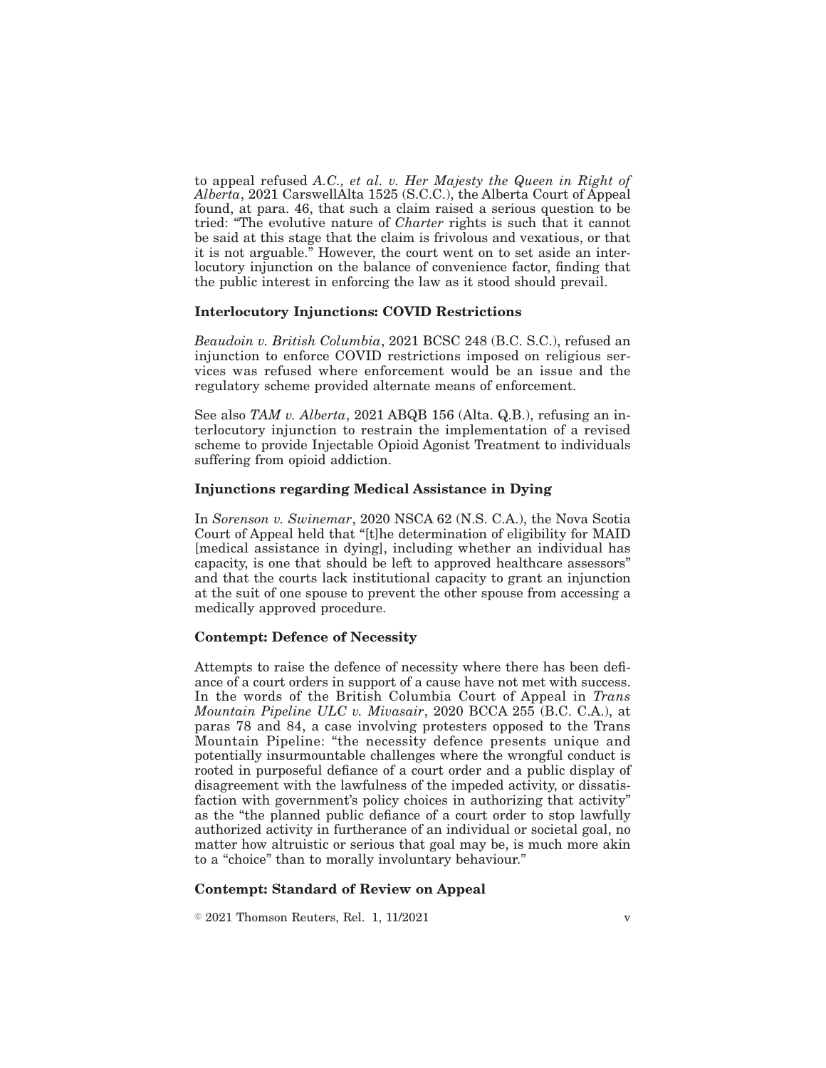to appeal refused *A.C., et al. v. Her Majesty the Queen in Right of Alberta*, 2021 CarswellAlta 1525 (S.C.C.), the Alberta Court of Appeal found, at para. 46, that such a claim raised a serious question to be tried: "The evolutive nature of *Charter* rights is such that it cannot be said at this stage that the claim is frivolous and vexatious, or that it is not arguable." However, the court went on to set aside an interlocutory injunction on the balance of convenience factor, finding that the public interest in enforcing the law as it stood should prevail.

**Interlocutory Injunctions: COVID Restrictions**

*Beaudoin v. British Columbia*, 2021 BCSC 248 (B.C. S.C.), refused an injunction to enforce COVID restrictions imposed on religious services was refused where enforcement would be an issue and the regulatory scheme provided alternate means of enforcement.

See also *TAM v. Alberta*, 2021 ABQB 156 (Alta. Q.B.), refusing an interlocutory injunction to restrain the implementation of a revised scheme to provide Injectable Opioid Agonist Treatment to individuals suffering from opioid addiction.

**Injunctions regarding Medical Assistance in Dying**

In *Sorenson v. Swinemar*, 2020 NSCA 62 (N.S. C.A.), the Nova Scotia Court of Appeal held that "[t]he determination of eligibility for MAID [medical assistance in dying], including whether an individual has capacity, is one that should be left to approved healthcare assessors" and that the courts lack institutional capacity to grant an injunction at the suit of one spouse to prevent the other spouse from accessing a medically approved procedure.

**Contempt: Defence of Necessity**

Attempts to raise the defence of necessity where there has been defiance of a court orders in support of a cause have not met with success. In the words of the British Columbia Court of Appeal in *Trans Mountain Pipeline ULC v. Mivasair*, 2020 BCCA 255 (B.C. C.A.), at paras 78 and 84, a case involving protesters opposed to the Trans Mountain Pipeline: "the necessity defence presents unique and potentially insurmountable challenges where the wrongful conduct is rooted in purposeful defiance of a court order and a public display of disagreement with the lawfulness of the impeded activity, or dissatisfaction with government's policy choices in authorizing that activity" as the "the planned public defiance of a court order to stop lawfully authorized activity in furtherance of an individual or societal goal, no matter how altruistic or serious that goal may be, is much more akin to a "choice" than to morally involuntary behaviour."

**Contempt: Standard of Review on Appeal**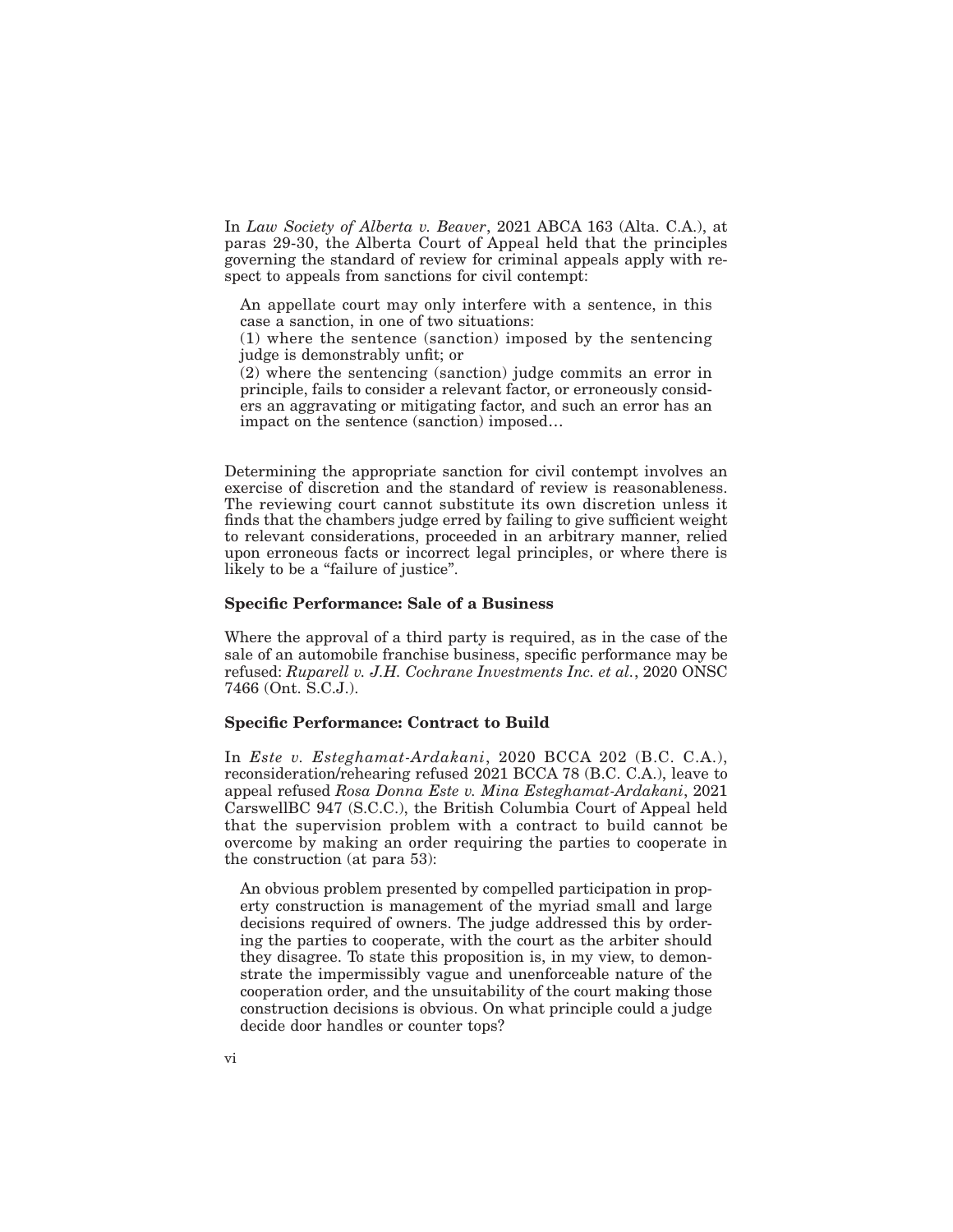In *Law Society of Alberta v. Beaver*, 2021 ABCA 163 (Alta. C.A.), at paras 29-30, the Alberta Court of Appeal held that the principles governing the standard of review for criminal appeals apply with respect to appeals from sanctions for civil contempt:

> An appellate court may only interfere with a sentence, in this case a sanction, in one of two situations:
> (1) where the sentence (sanction) imposed by the sentencing judge is demonstrably unfit; or
> (2) where the sentencing (sanction) judge commits an error in principle, fails to consider a relevant factor, or erroneously considers an aggravating or mitigating factor, and such an error has an impact on the sentence (sanction) imposed…

Determining the appropriate sanction for civil contempt involves an exercise of discretion and the standard of review is reasonableness. The reviewing court cannot substitute its own discretion unless it finds that the chambers judge erred by failing to give sufficient weight to relevant considerations, proceeded in an arbitrary manner, relied upon erroneous facts or incorrect legal principles, or where there is likely to be a "failure of justice".

**Specific Performance: Sale of a Business**

Where the approval of a third party is required, as in the case of the sale of an automobile franchise business, specific performance may be refused: *Ruparell v. J.H. Cochrane Investments Inc. et al.*, 2020 ONSC 7466 (Ont. S.C.J.).

**Specific Performance: Contract to Build**

In *Este v. Esteghamat-Ardakani*, 2020 BCCA 202 (B.C. C.A.), reconsideration/rehearing refused 2021 BCCA 78 (B.C. C.A.), leave to appeal refused *Rosa Donna Este v. Mina Esteghamat-Ardakani*, 2021 CarswellBC 947 (S.C.C.), the British Columbia Court of Appeal held that the supervision problem with a contract to build cannot be overcome by making an order requiring the parties to cooperate in the construction (at para 53):

> An obvious problem presented by compelled participation in property construction is management of the myriad small and large decisions required of owners. The judge addressed this by ordering the parties to cooperate, with the court as the arbiter should they disagree. To state this proposition is, in my view, to demonstrate the impermissibly vague and unenforceable nature of the cooperation order, and the unsuitability of the court making those construction decisions is obvious. On what principle could a judge decide door handles or counter tops?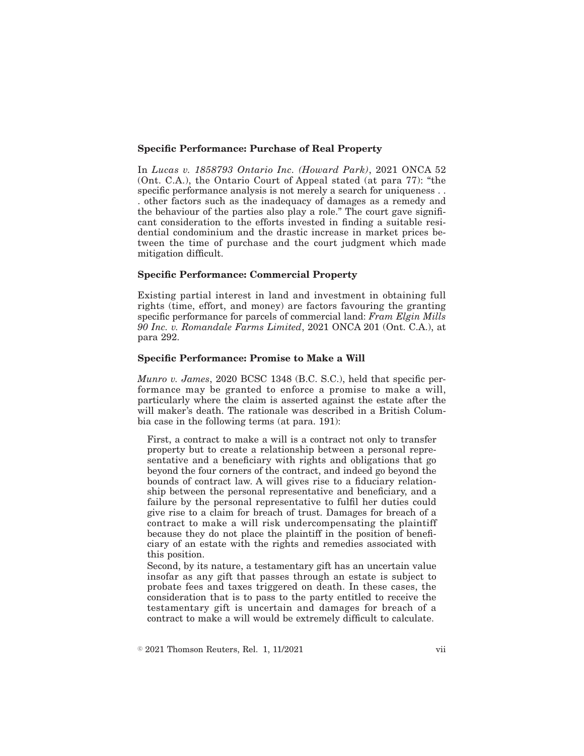### Specific Performance: Purchase of Real Property

In *Lucas v. 1858793 Ontario Inc. (Howard Park)*, 2021 ONCA 52 (Ont. C.A.), the Ontario Court of Appeal stated (at para 77): "the specific performance analysis is not merely a search for uniqueness . . . other factors such as the inadequacy of damages as a remedy and the behaviour of the parties also play a role." The court gave significant consideration to the efforts invested in finding a suitable residential condominium and the drastic increase in market prices between the time of purchase and the court judgment which made mitigation difficult.

### Specific Performance: Commercial Property

Existing partial interest in land and investment in obtaining full rights (time, effort, and money) are factors favouring the granting specific performance for parcels of commercial land: *Fram Elgin Mills 90 Inc. v. Romandale Farms Limited*, 2021 ONCA 201 (Ont. C.A.), at para 292.

### Specific Performance: Promise to Make a Will

*Munro v. James*, 2020 BCSC 1348 (B.C. S.C.), held that specific performance may be granted to enforce a promise to make a will, particularly where the claim is asserted against the estate after the will maker's death. The rationale was described in a British Columbia case in the following terms (at para. 191):

> First, a contract to make a will is a contract not only to transfer property but to create a relationship between a personal representative and a beneficiary with rights and obligations that go beyond the four corners of the contract, and indeed go beyond the bounds of contract law. A will gives rise to a fiduciary relationship between the personal representative and beneficiary, and a failure by the personal representative to fulfil her duties could give rise to a claim for breach of trust. Damages for breach of a contract to make a will risk undercompensating the plaintiff because they do not place the plaintiff in the position of beneficiary of an estate with the rights and remedies associated with this position.
>
> Second, by its nature, a testamentary gift has an uncertain value insofar as any gift that passes through an estate is subject to probate fees and taxes triggered on death. In these cases, the consideration that is to pass to the party entitled to receive the testamentary gift is uncertain and damages for breach of a contract to make a will would be extremely difficult to calculate.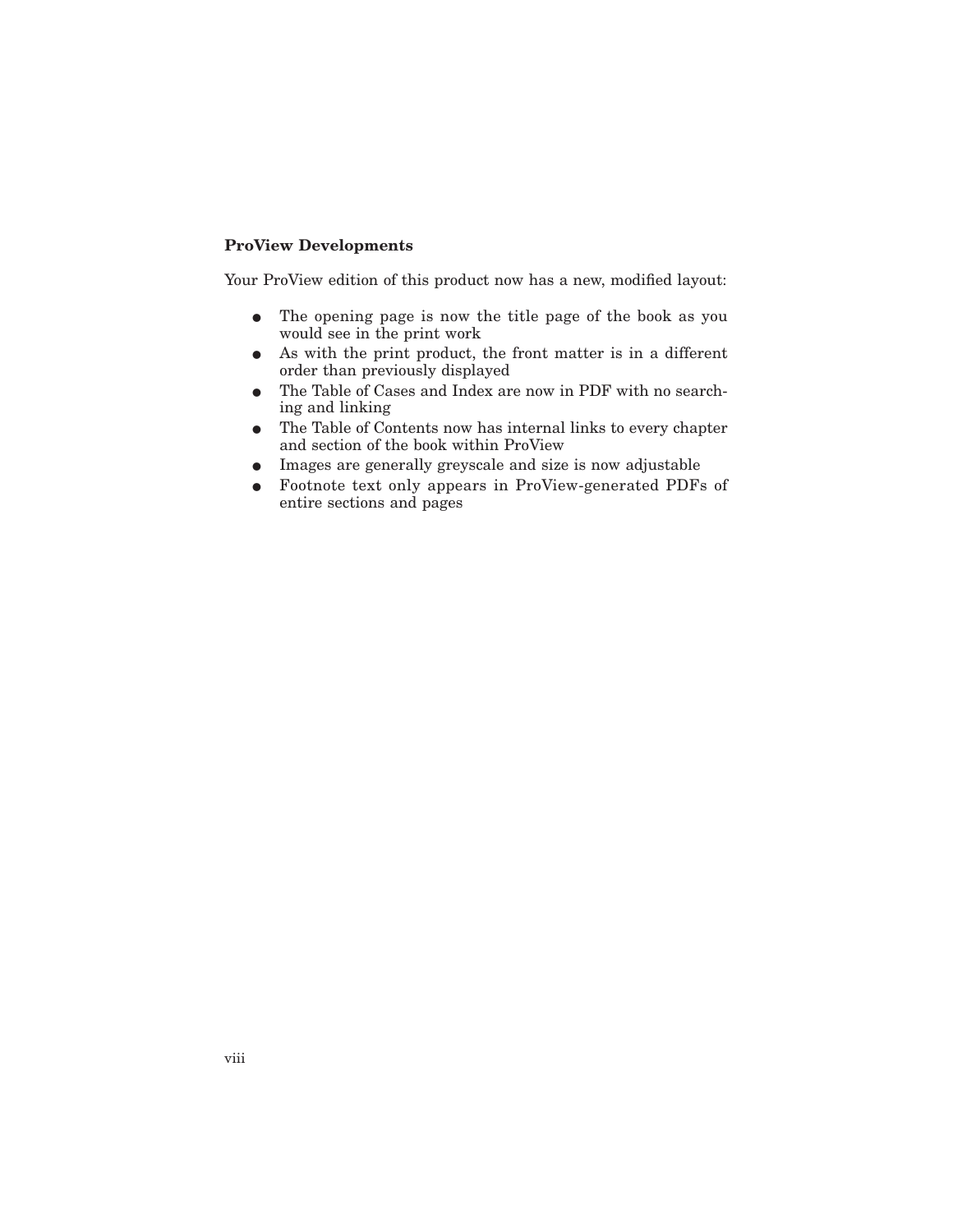**ProView Developments**

Your ProView edition of this product now has a new, modified layout:

- The opening page is now the title page of the book as you would see in the print work
- As with the print product, the front matter is in a different order than previously displayed
- The Table of Cases and Index are now in PDF with no searching and linking
- The Table of Contents now has internal links to every chapter and section of the book within ProView
- Images are generally greyscale and size is now adjustable
- Footnote text only appears in ProView-generated PDFs of entire sections and pages